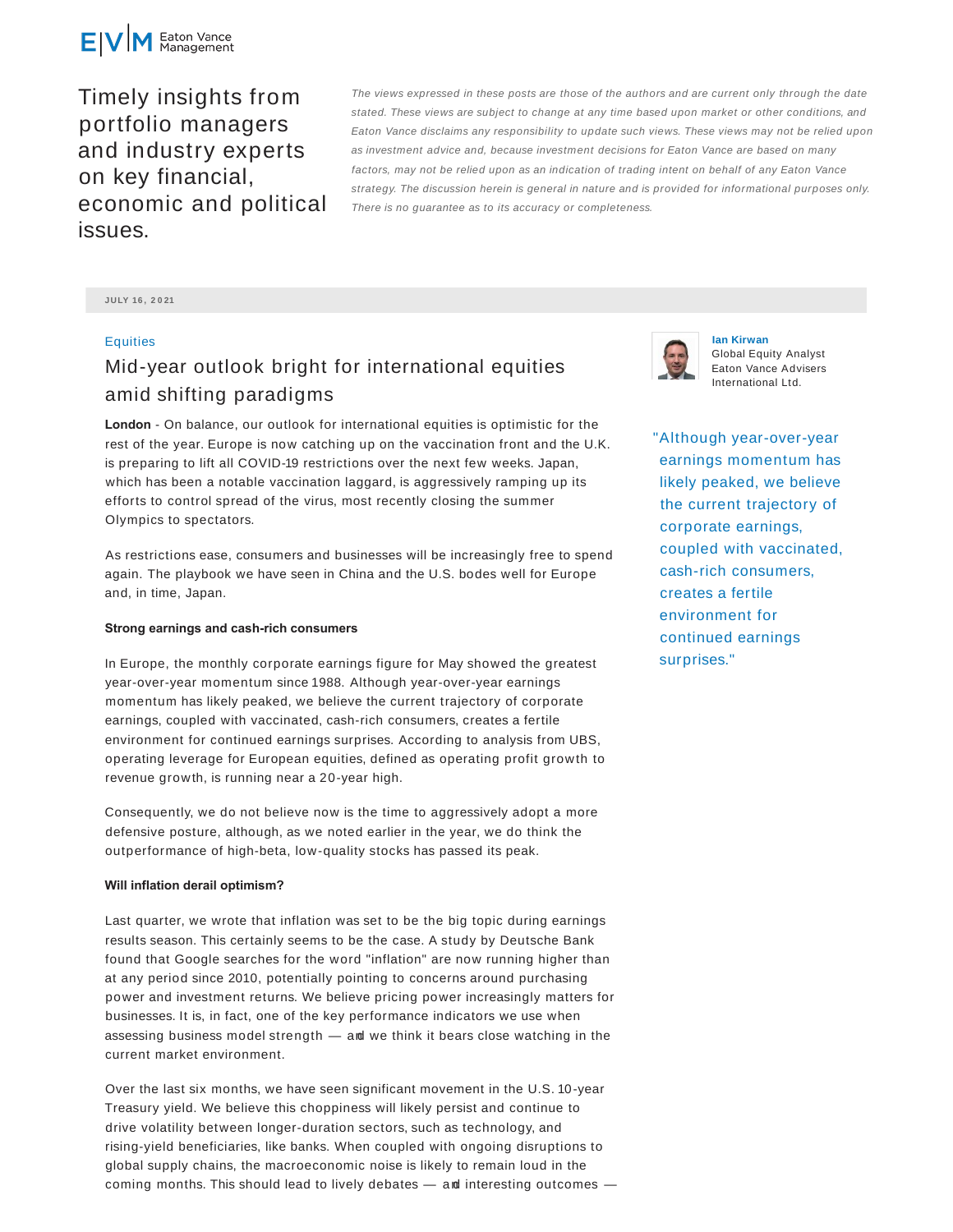Eaton Vance Management

Timely insights from portfolio managers and industry experts on key financial, economic and political issues.

*The views expressed in these posts are those of the authors and are current only through the date stated. These views are subject to change at any time based upon market or other conditions, and Eaton Vance disclaims any responsibility to update such views. These views may not be relied upon as investment advice and, because investment decisions for Eaton Vance are based on many factors, may not be relied upon as an indication of trading intent on behalf of any Eaton Vance strategy. The discussion herein is general in nature and is provided for informational purposes only. There is no guarantee as to its accuracy or completeness.*

JULY 16, 2021

Equities

# Mid-year outlook bright for international equities amid shifting paradigms

**Ian Kirwan**
Global Equity Analyst
Eaton Vance Advisers International Ltd.

**London** - On balance, our outlook for international equities is optimistic for the rest of the year. Europe is now catching up on the vaccination front and the U.K. is preparing to lift all COVID-19 restrictions over the next few weeks. Japan, which has been a notable vaccination laggard, is aggressively ramping up its efforts to control spread of the virus, most recently closing the summer Olympics to spectators.

As restrictions ease, consumers and businesses will be increasingly free to spend again. The playbook we have seen in China and the U.S. bodes well for Europe and, in time, Japan.

**Strong earnings and cash-rich consumers**

In Europe, the monthly corporate earnings figure for May showed the greatest year-over-year momentum since 1988. Although year-over-year earnings momentum has likely peaked, we believe the current trajectory of corporate earnings, coupled with vaccinated, cash-rich consumers, creates a fertile environment for continued earnings surprises. According to analysis from UBS, operating leverage for European equities, defined as operating profit growth to revenue growth, is running near a 20-year high.

> "Although year-over-year earnings momentum has likely peaked, we believe the current trajectory of corporate earnings, coupled with vaccinated, cash-rich consumers, creates a fertile environment for continued earnings surprises."

Consequently, we do not believe now is the time to aggressively adopt a more defensive posture, although, as we noted earlier in the year, we do think the outperformance of high-beta, low-quality stocks has passed its peak.

**Will inflation derail optimism?**

Last quarter, we wrote that inflation was set to be the big topic during earnings results season. This certainly seems to be the case. A study by Deutsche Bank found that Google searches for the word "inflation" are now running higher than at any period since 2010, potentially pointing to concerns around purchasing power and investment returns. We believe pricing power increasingly matters for businesses. It is, in fact, one of the key performance indicators we use when assessing business model strength — and we think it bears close watching in the current market environment.

Over the last six months, we have seen significant movement in the U.S. 10-year Treasury yield. We believe this choppiness will likely persist and continue to drive volatility between longer-duration sectors, such as technology, and rising-yield beneficiaries, like banks. When coupled with ongoing disruptions to global supply chains, the macroeconomic noise is likely to remain loud in the coming months. This should lead to lively debates — and interesting outcomes —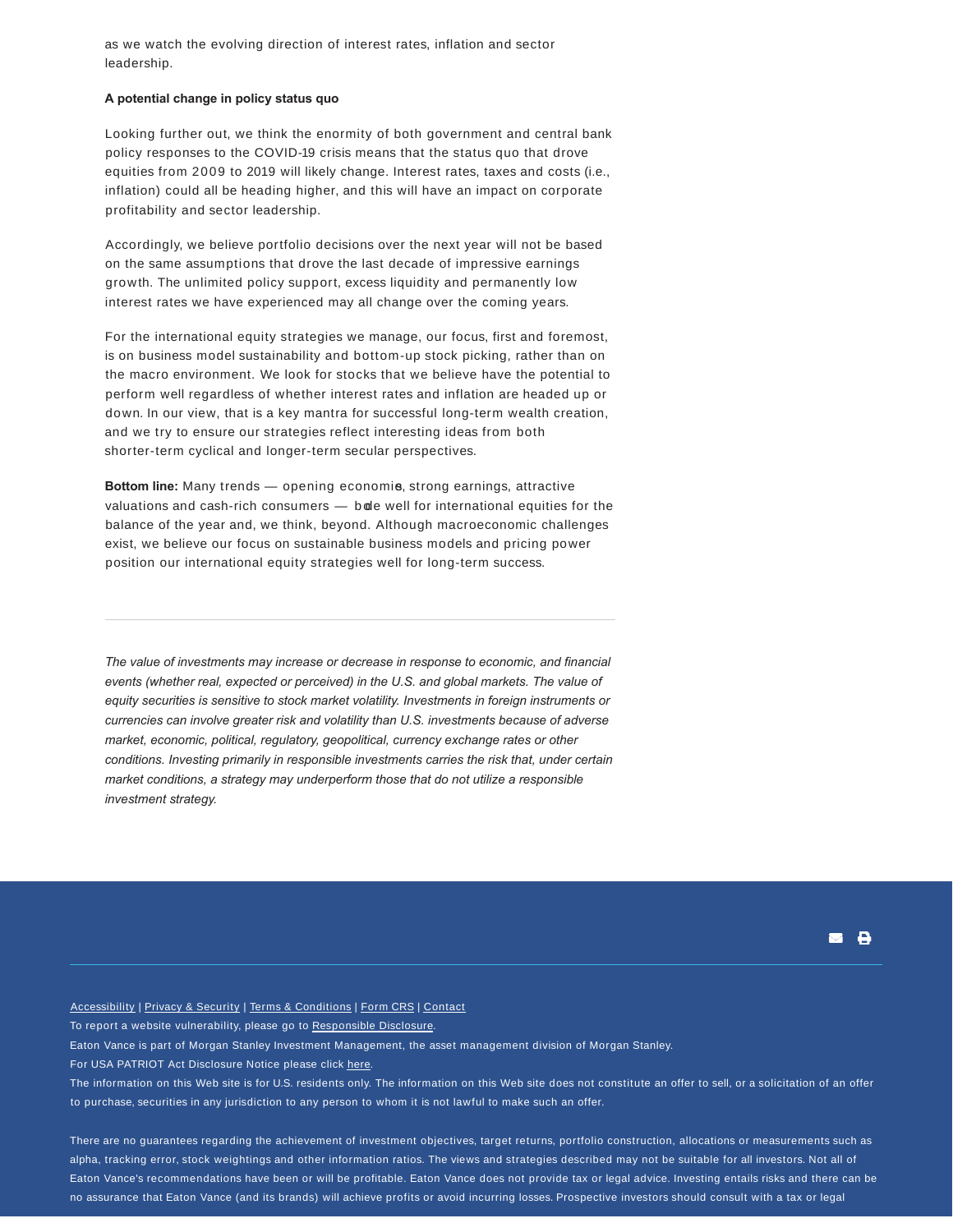as we watch the evolving direction of interest rates, inflation and sector leadership.

**A potential change in policy status quo**

Looking further out, we think the enormity of both government and central bank policy responses to the COVID-19 crisis means that the status quo that drove equities from 2009 to 2019 will likely change. Interest rates, taxes and costs (i.e., inflation) could all be heading higher, and this will have an impact on corporate profitability and sector leadership.

Accordingly, we believe portfolio decisions over the next year will not be based on the same assumptions that drove the last decade of impressive earnings growth. The unlimited policy support, excess liquidity and permanently low interest rates we have experienced may all change over the coming years.

For the international equity strategies we manage, our focus, first and foremost, is on business model sustainability and bottom-up stock picking, rather than on the macro environment. We look for stocks that we believe have the potential to perform well regardless of whether interest rates and inflation are headed up or down. In our view, that is a key mantra for successful long-term wealth creation, and we try to ensure our strategies reflect interesting ideas from both shorter-term cyclical and longer-term secular perspectives.

**Bottom line:** Many trends — opening economies, strong earnings, attractive valuations and cash-rich consumers — bode well for international equities for the balance of the year and, we think, beyond. Although macroeconomic challenges exist, we believe our focus on sustainable business models and pricing power position our international equity strategies well for long-term success.

---

*The value of investments may increase or decrease in response to economic, and financial events (whether real, expected or perceived) in the U.S. and global markets. The value of equity securities is sensitive to stock market volatility. Investments in foreign instruments or currencies can involve greater risk and volatility than U.S. investments because of adverse market, economic, political, regulatory, geopolitical, currency exchange rates or other conditions. Investing primarily in responsible investments carries the risk that, under certain market conditions, a strategy may underperform those that do not utilize a responsible investment strategy.*

Accessibility | Privacy & Security | Terms & Conditions | Form CRS | Contact

To report a website vulnerability, please go to Responsible Disclosure.

Eaton Vance is part of Morgan Stanley Investment Management, the asset management division of Morgan Stanley.

For USA PATRIOT Act Disclosure Notice please click here.

The information on this Web site is for U.S. residents only. The information on this Web site does not constitute an offer to sell, or a solicitation of an offer to purchase, securities in any jurisdiction to any person to whom it is not lawful to make such an offer.

There are no guarantees regarding the achievement of investment objectives, target returns, portfolio construction, allocations or measurements such as alpha, tracking error, stock weightings and other information ratios. The views and strategies described may not be suitable for all investors. Not all of Eaton Vance's recommendations have been or will be profitable. Eaton Vance does not provide tax or legal advice. Investing entails risks and there can be no assurance that Eaton Vance (and its brands) will achieve profits or avoid incurring losses. Prospective investors should consult with a tax or legal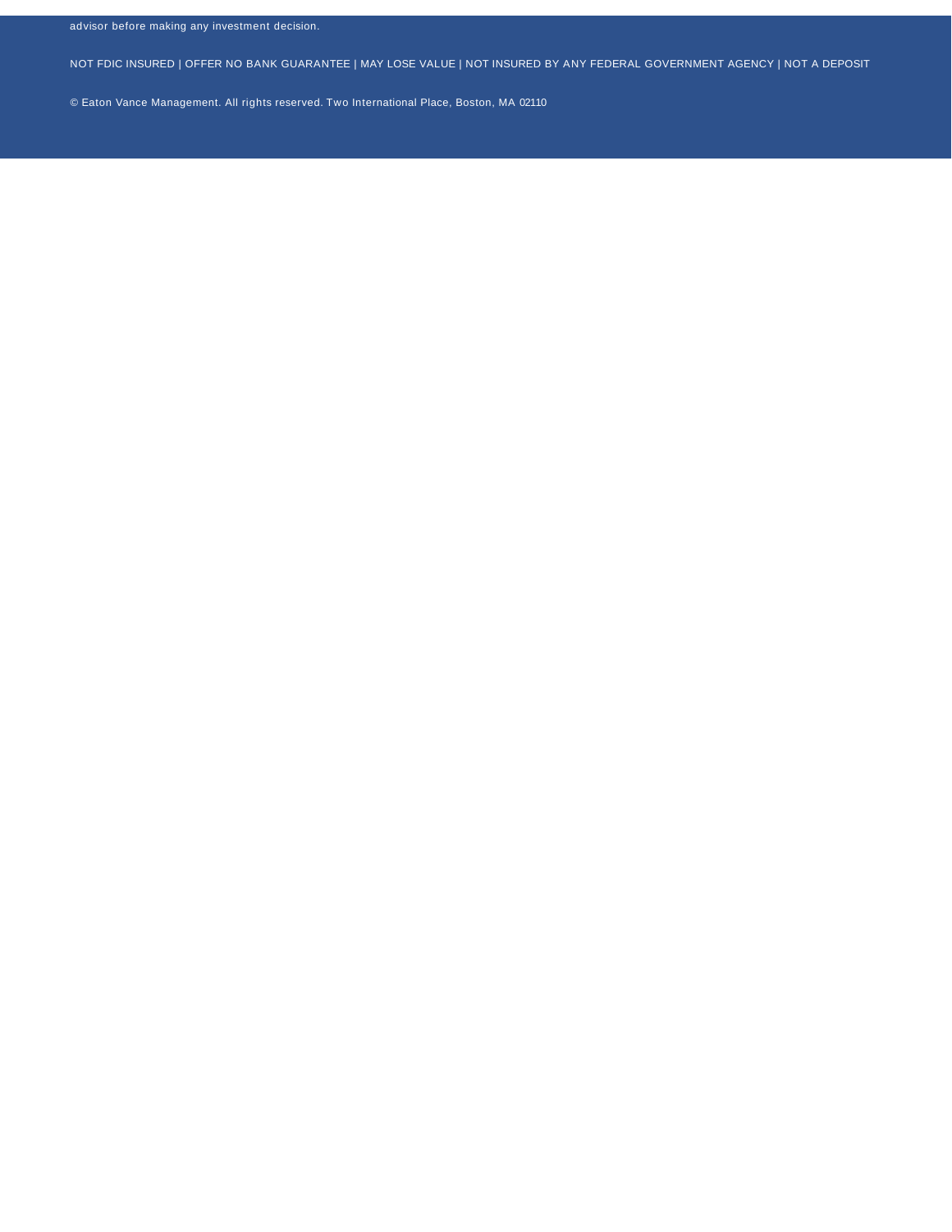advisor before making any investment decision.

NOT FDIC INSURED | OFFER NO BANK GUARANTEE | MAY LOSE VALUE | NOT INSURED BY ANY FEDERAL GOVERNMENT AGENCY | NOT A DEPOSIT

© Eaton Vance Management. All rights reserved. Two International Place, Boston, MA 02110